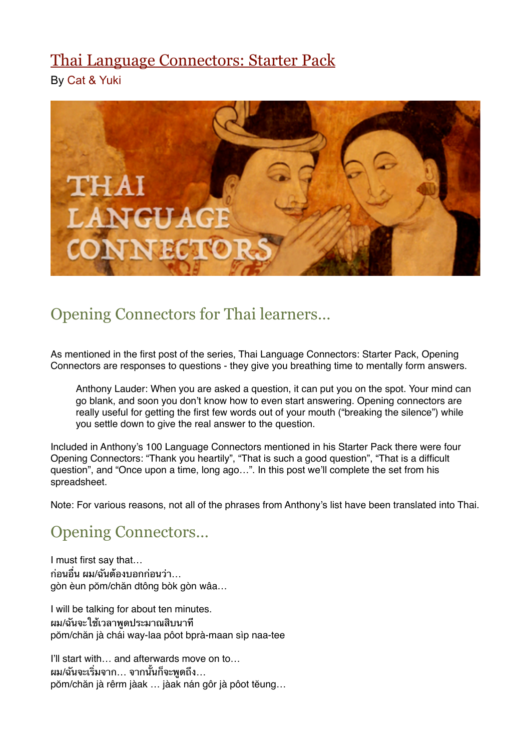# [Thai Language Connectors: Starter Pack](#)

By Cat & Yuki

## Opening Connectors for Thai learners…

As mentioned in the first post of the series, Thai Language Connectors: Starter Pack, Opening Connectors are responses to questions - they give you breathing time to mentally form answers.

> Anthony Lauder: When you are asked a question, it can put you on the spot. Your mind can go blank, and soon you don't know how to even start answering. Opening connectors are really useful for getting the first few words out of your mouth ("breaking the silence") while you settle down to give the real answer to the question.

Included in Anthony's 100 Language Connectors mentioned in his Starter Pack there were four Opening Connectors: "Thank you heartily", "That is such a good question", "That is a difficult question", and "Once upon a time, long ago…". In this post we'll complete the set from his spreadsheet.

Note: For various reasons, not all of the phrases from Anthony's list have been translated into Thai.

## Opening Connectors…

I must first say that…
ก่อนอื่น ผม/ฉันต้องบอกก่อนว่า…
gòn èun pǒm/chăn dtông bòk gòn wâa…

I will be talking for about ten minutes.
ผม/ฉันจะใช้เวลาพูดประมาณสิบนาที
pǒm/chăn jà chái way-laa pôot bprà-maan sìp naa-tee

I'll start with… and afterwards move on to…
ผม/ฉันจะเริ่มจาก… จากนั้นก็จะพูดถึง…
pǒm/chăn jà rêrm jàak … jàak nán gôr jà pôot tĕung…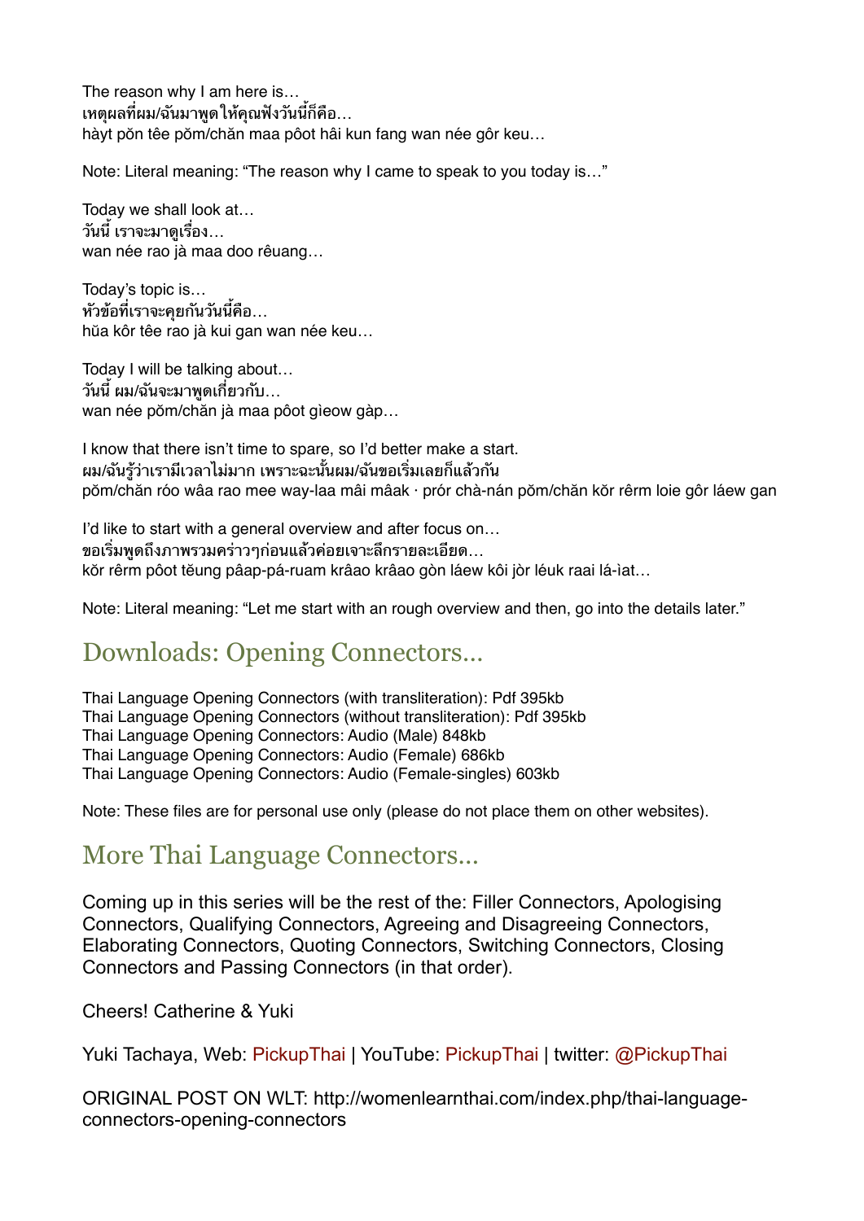The reason why I am here is…
เหตุผลที่ผม/ฉันมาพูดให้คุณฟังวันนี้ก็คือ…
hàyt pŏn têe pŏm/chăn maa pôot hâi kun fang wan née gôr keu…

Note: Literal meaning: "The reason why I came to speak to you today is…"

Today we shall look at…
วันนี้ เราจะมาดูเรื่อง…
wan née rao jà maa doo rêuang…

Today's topic is…
หัวข้อที่เราจะคุยกันวันนี้คือ…
hŭa kôr têe rao jà kui gan wan née keu…

Today I will be talking about…
วันนี้ ผม/ฉันจะมาพูดเกี่ยวกับ…
wan née pŏm/chăn jà maa pôot gìeow gàp…

I know that there isn't time to spare, so I'd better make a start.
ผม/ฉันรู้ว่าเรามีเวลาไม่มาก เพราะฉะนั้นผม/ฉันขอเริ่มเลยก็แล้วกัน
pŏm/chăn róo wâa rao mee way-laa mâi mâak · prór chà-nán pŏm/chăn kŏr rêrm loie gôr láew gan

I'd like to start with a general overview and after focus on…
ขอเริ่มพูดถึงภาพรวมคร่าวๆก่อนแล้วค่อยเจาะลึกรายละเอียด…
kŏr rêrm pôot tĕung pâap-pá-ruam krâao krâao gòn láew kôi jòr léuk raai lá-ìat…

Note: Literal meaning: "Let me start with an rough overview and then, go into the details later."

## Downloads: Opening Connectors…

Thai Language Opening Connectors (with transliteration): Pdf 395kb
Thai Language Opening Connectors (without transliteration): Pdf 395kb
Thai Language Opening Connectors: Audio (Male) 848kb
Thai Language Opening Connectors: Audio (Female) 686kb
Thai Language Opening Connectors: Audio (Female-singles) 603kb

Note: These files are for personal use only (please do not place them on other websites).

## More Thai Language Connectors…

Coming up in this series will be the rest of the: Filler Connectors, Apologising Connectors, Qualifying Connectors, Agreeing and Disagreeing Connectors, Elaborating Connectors, Quoting Connectors, Switching Connectors, Closing Connectors and Passing Connectors (in that order).

Cheers! Catherine & Yuki

Yuki Tachaya, Web: PickupThai | YouTube: PickupThai | twitter: @PickupThai

ORIGINAL POST ON WLT: http://womenlearnthai.com/index.php/thai-language-connectors-opening-connectors